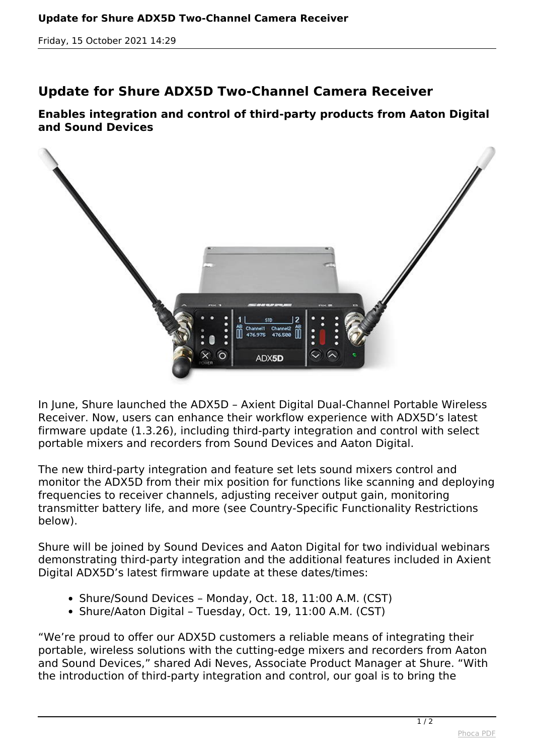# Update for Shure ADX5D Two-Channel Camera Receiver

Friday, 15 October 2021 14:29

## Update for Shure ADX5D Two-Channel Camera Receiver

### Enables integration and control of third-party products from Aaton Digital and Sound Devices

In June, Shure launched the ADX5D – Axient Digital Dual-Channel Portable Wireless Receiver. Now, users can enhance their workflow experience with ADX5D's latest firmware update (1.3.26), including third-party integration and control with select portable mixers and recorders from Sound Devices and Aaton Digital.

The new third-party integration and feature set lets sound mixers control and monitor the ADX5D from their mix position for functions like scanning and deploying frequencies to receiver channels, adjusting receiver output gain, monitoring transmitter battery life, and more (see Country-Specific Functionality Restrictions below).

Shure will be joined by Sound Devices and Aaton Digital for two individual webinars demonstrating third-party integration and the additional features included in Axient Digital ADX5D's latest firmware update at these dates/times:

- Shure/Sound Devices – Monday, Oct. 18, 11:00 A.M. (CST)
- Shure/Aaton Digital – Tuesday, Oct. 19, 11:00 A.M. (CST)

"We're proud to offer our ADX5D customers a reliable means of integrating their portable, wireless solutions with the cutting-edge mixers and recorders from Aaton and Sound Devices," shared Adi Neves, Associate Product Manager at Shure. "With the introduction of third-party integration and control, our goal is to bring the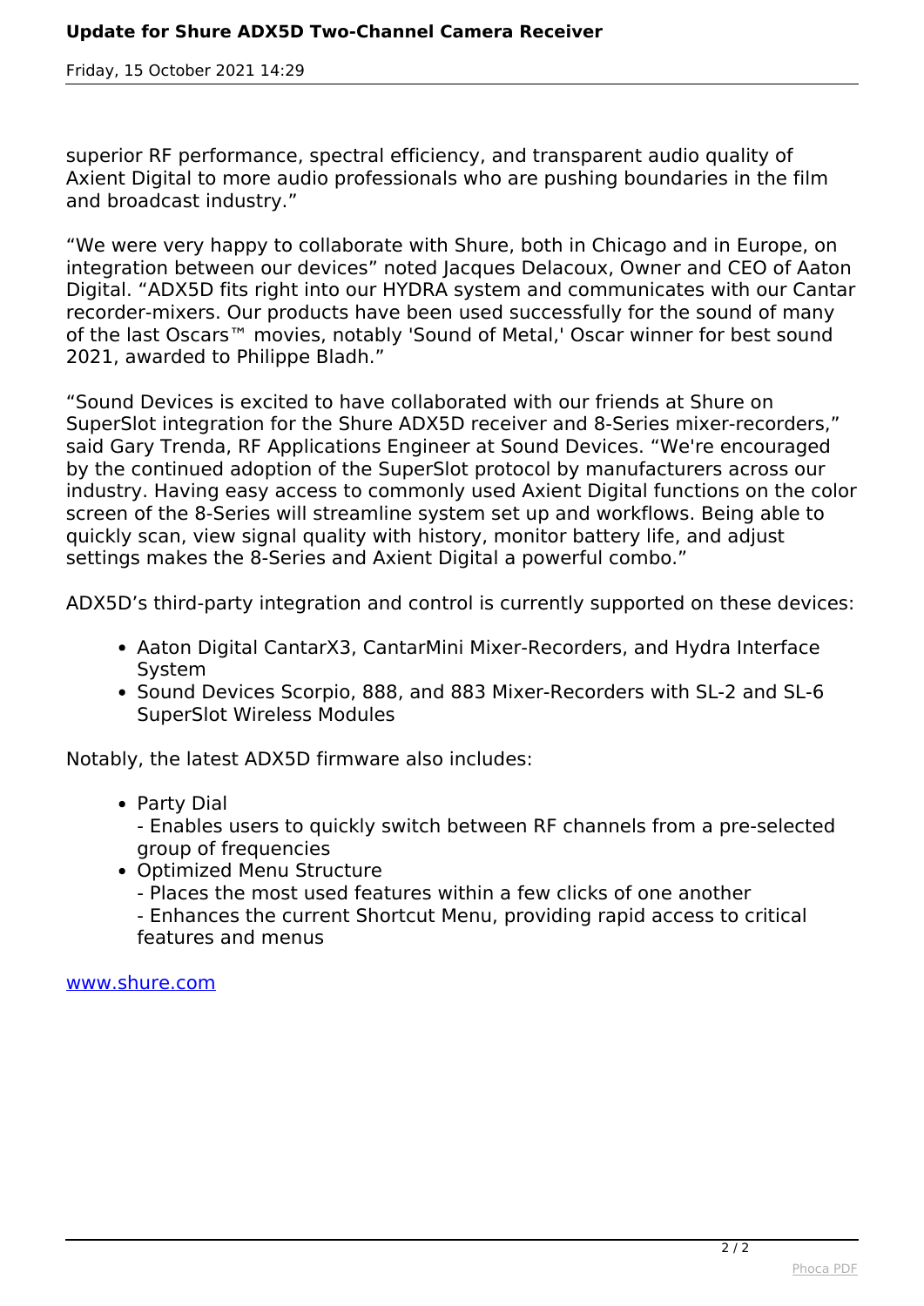superior RF performance, spectral efficiency, and transparent audio quality of Axient Digital to more audio professionals who are pushing boundaries in the film and broadcast industry."

"We were very happy to collaborate with Shure, both in Chicago and in Europe, on integration between our devices" noted Jacques Delacoux, Owner and CEO of Aaton Digital. "ADX5D fits right into our HYDRA system and communicates with our Cantar recorder-mixers. Our products have been used successfully for the sound of many of the last Oscars™ movies, notably 'Sound of Metal,' Oscar winner for best sound 2021, awarded to Philippe Bladh."

"Sound Devices is excited to have collaborated with our friends at Shure on SuperSlot integration for the Shure ADX5D receiver and 8-Series mixer-recorders," said Gary Trenda, RF Applications Engineer at Sound Devices. "We're encouraged by the continued adoption of the SuperSlot protocol by manufacturers across our industry. Having easy access to commonly used Axient Digital functions on the color screen of the 8-Series will streamline system set up and workflows. Being able to quickly scan, view signal quality with history, monitor battery life, and adjust settings makes the 8-Series and Axient Digital a powerful combo."

ADX5D's third-party integration and control is currently supported on these devices:

- Aaton Digital CantarX3, CantarMini Mixer-Recorders, and Hydra Interface System
- Sound Devices Scorpio, 888, and 883 Mixer-Recorders with SL-2 and SL-6 SuperSlot Wireless Modules

Notably, the latest ADX5D firmware also includes:

- Party Dial
  - Enables users to quickly switch between RF channels from a pre-selected group of frequencies
- Optimized Menu Structure
  - Places the most used features within a few clicks of one another
  - Enhances the current Shortcut Menu, providing rapid access to critical features and menus

www.shure.com